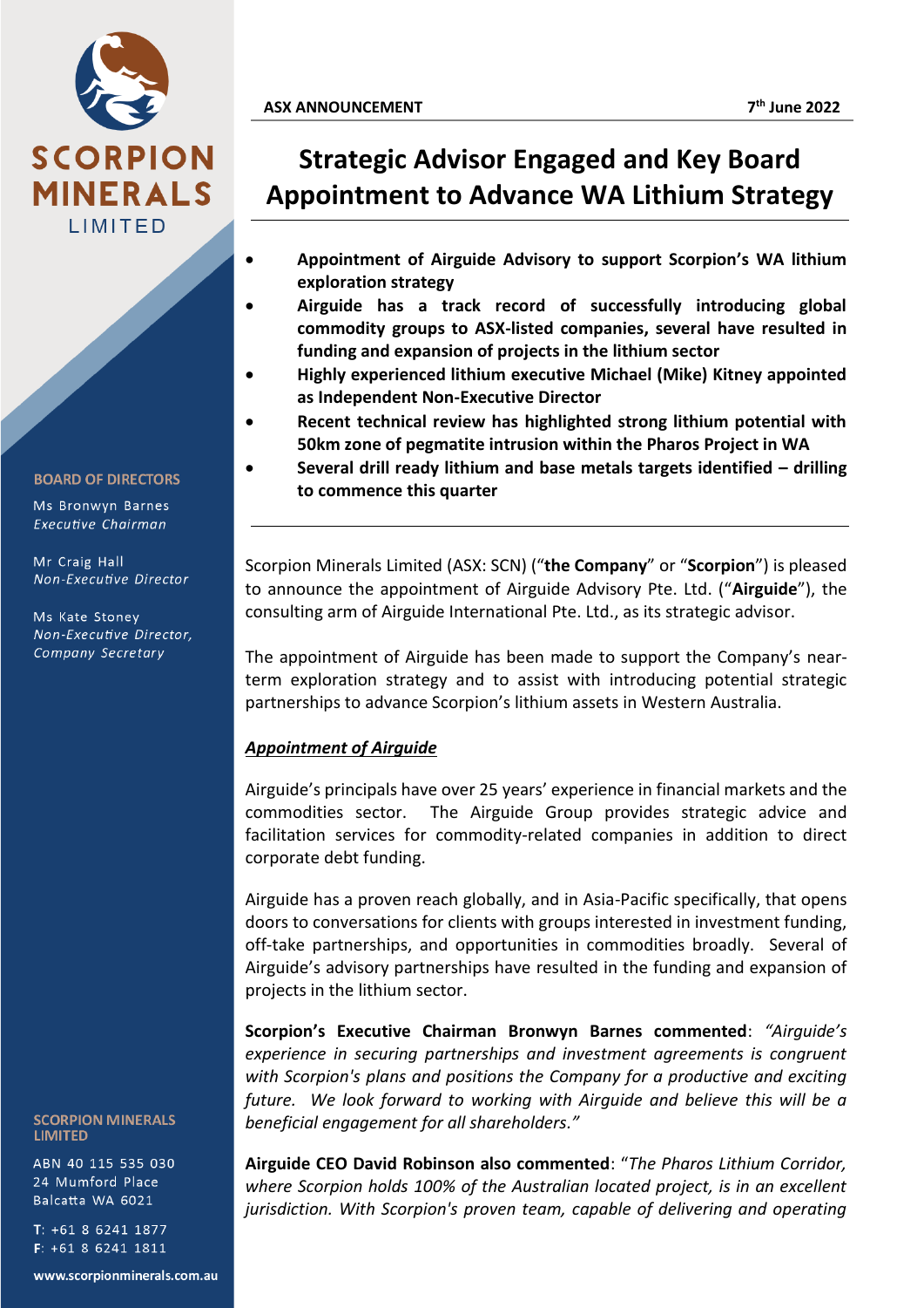**ASX ANNOUNCEMENT** **7th June 2022**

# Strategic Advisor Engaged and Key Board Appointment to Advance WA Lithium Strategy

- **Appointment of Airguide Advisory to support Scorpion's WA lithium exploration strategy**
- **Airguide has a track record of successfully introducing global commodity groups to ASX-listed companies, several have resulted in funding and expansion of projects in the lithium sector**
- **Highly experienced lithium executive Michael (Mike) Kitney appointed as Independent Non-Executive Director**
- **Recent technical review has highlighted strong lithium potential with 50km zone of pegmatite intrusion within the Pharos Project in WA**
- **Several drill ready lithium and base metals targets identified – drilling to commence this quarter**

---

Scorpion Minerals Limited (ASX: SCN) ("**the Company**" or "**Scorpion**") is pleased to announce the appointment of Airguide Advisory Pte. Ltd. ("**Airguide**"), the consulting arm of Airguide International Pte. Ltd., as its strategic advisor.

The appointment of Airguide has been made to support the Company's near-term exploration strategy and to assist with introducing potential strategic partnerships to advance Scorpion's lithium assets in Western Australia.

***Appointment of Airguide***

Airguide's principals have over 25 years' experience in financial markets and the commodities sector. The Airguide Group provides strategic advice and facilitation services for commodity-related companies in addition to direct corporate debt funding.

Airguide has a proven reach globally, and in Asia-Pacific specifically, that opens doors to conversations for clients with groups interested in investment funding, off-take partnerships, and opportunities in commodities broadly. Several of Airguide's advisory partnerships have resulted in the funding and expansion of projects in the lithium sector.

**Scorpion's Executive Chairman Bronwyn Barnes commented**: *"Airguide's experience in securing partnerships and investment agreements is congruent with Scorpion's plans and positions the Company for a productive and exciting future. We look forward to working with Airguide and believe this will be a beneficial engagement for all shareholders."*

**Airguide CEO David Robinson also commented**: "*The Pharos Lithium Corridor, where Scorpion holds 100% of the Australian located project, is in an excellent jurisdiction. With Scorpion's proven team, capable of delivering and operating*

**BOARD OF DIRECTORS**

Ms Bronwyn Barnes
*Executive Chairman*

Mr Craig Hall
*Non-Executive Director*

Ms Kate Stoney
*Non-Executive Director, Company Secretary*

**SCORPION MINERALS LIMITED**

ABN 40 115 535 030
24 Mumford Place
Balcatta WA 6021

T: +61 8 6241 1877
F: +61 8 6241 1811

www.scorpionminerals.com.au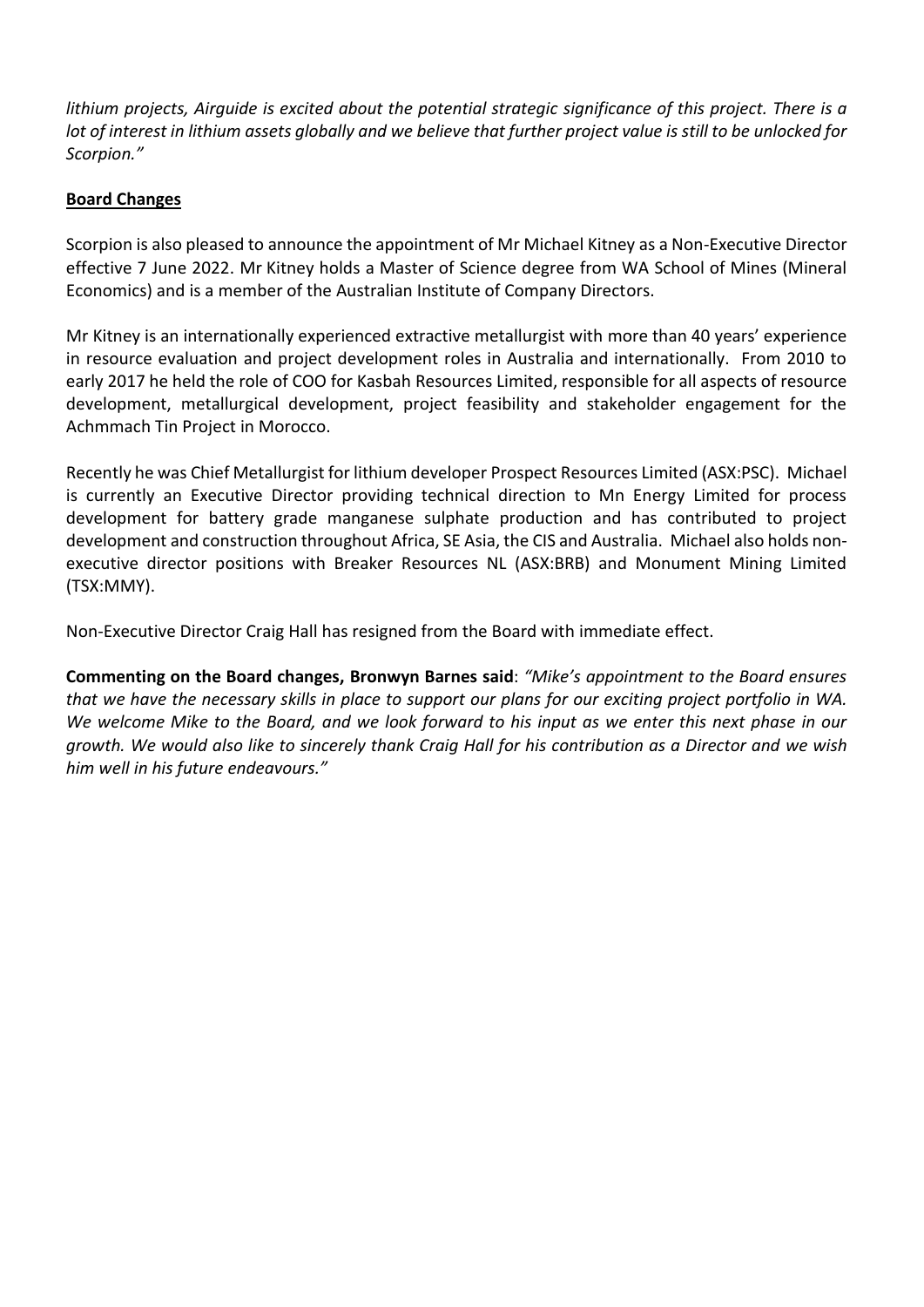*lithium projects, Airguide is excited about the potential strategic significance of this project. There is a lot of interest in lithium assets globally and we believe that further project value is still to be unlocked for Scorpion."*

**Board Changes**

Scorpion is also pleased to announce the appointment of Mr Michael Kitney as a Non-Executive Director effective 7 June 2022. Mr Kitney holds a Master of Science degree from WA School of Mines (Mineral Economics) and is a member of the Australian Institute of Company Directors.

Mr Kitney is an internationally experienced extractive metallurgist with more than 40 years' experience in resource evaluation and project development roles in Australia and internationally. From 2010 to early 2017 he held the role of COO for Kasbah Resources Limited, responsible for all aspects of resource development, metallurgical development, project feasibility and stakeholder engagement for the Achmmach Tin Project in Morocco.

Recently he was Chief Metallurgist for lithium developer Prospect Resources Limited (ASX:PSC). Michael is currently an Executive Director providing technical direction to Mn Energy Limited for process development for battery grade manganese sulphate production and has contributed to project development and construction throughout Africa, SE Asia, the CIS and Australia. Michael also holds non-executive director positions with Breaker Resources NL (ASX:BRB) and Monument Mining Limited (TSX:MMY).

Non-Executive Director Craig Hall has resigned from the Board with immediate effect.

**Commenting on the Board changes, Bronwyn Barnes said**: *"Mike's appointment to the Board ensures that we have the necessary skills in place to support our plans for our exciting project portfolio in WA. We welcome Mike to the Board, and we look forward to his input as we enter this next phase in our growth. We would also like to sincerely thank Craig Hall for his contribution as a Director and we wish him well in his future endeavours."*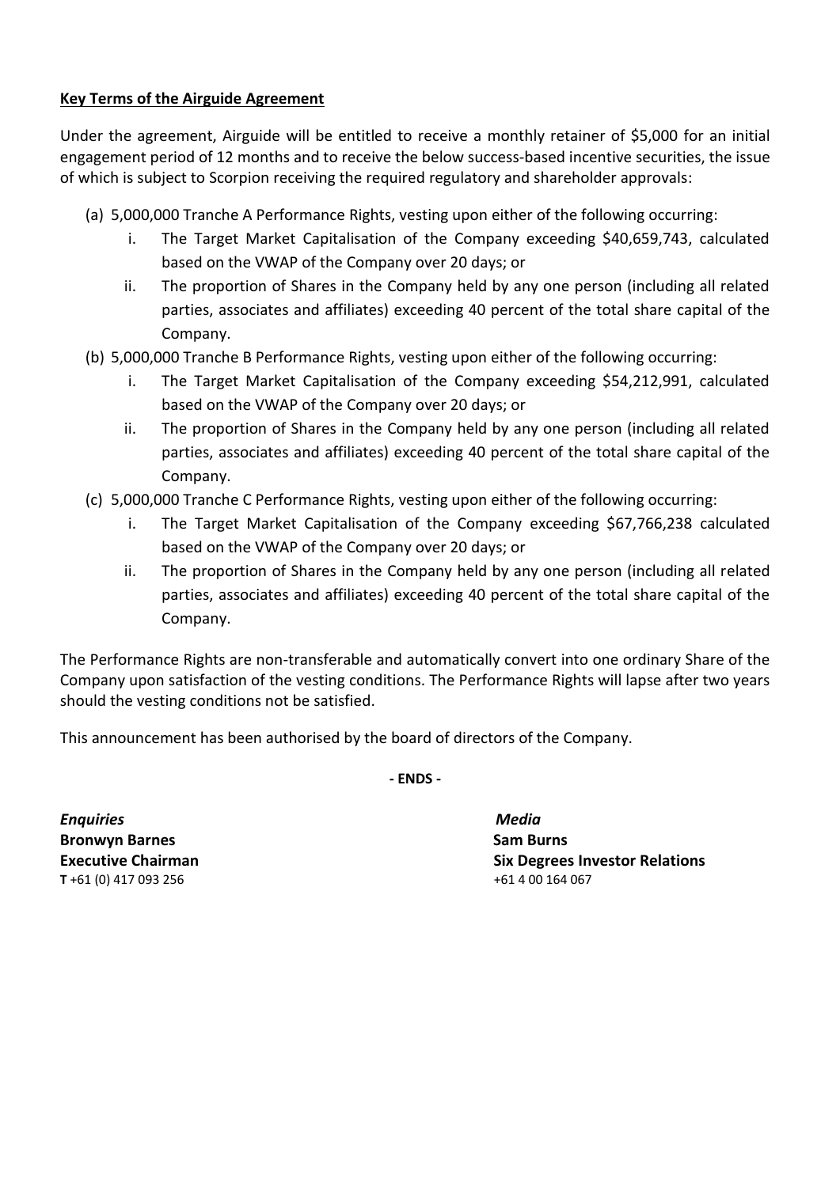**Key Terms of the Airguide Agreement**

Under the agreement, Airguide will be entitled to receive a monthly retainer of $5,000 for an initial engagement period of 12 months and to receive the below success-based incentive securities, the issue of which is subject to Scorpion receiving the required regulatory and shareholder approvals:

(a) 5,000,000 Tranche A Performance Rights, vesting upon either of the following occurring:

  i. The Target Market Capitalisation of the Company exceeding $40,659,743, calculated based on the VWAP of the Company over 20 days; or

  ii. The proportion of Shares in the Company held by any one person (including all related parties, associates and affiliates) exceeding 40 percent of the total share capital of the Company.

(b) 5,000,000 Tranche B Performance Rights, vesting upon either of the following occurring:

  i. The Target Market Capitalisation of the Company exceeding $54,212,991, calculated based on the VWAP of the Company over 20 days; or

  ii. The proportion of Shares in the Company held by any one person (including all related parties, associates and affiliates) exceeding 40 percent of the total share capital of the Company.

(c) 5,000,000 Tranche C Performance Rights, vesting upon either of the following occurring:

  i. The Target Market Capitalisation of the Company exceeding $67,766,238 calculated based on the VWAP of the Company over 20 days; or

  ii. The proportion of Shares in the Company held by any one person (including all related parties, associates and affiliates) exceeding 40 percent of the total share capital of the Company.

The Performance Rights are non-transferable and automatically convert into one ordinary Share of the Company upon satisfaction of the vesting conditions. The Performance Rights will lapse after two years should the vesting conditions not be satisfied.

This announcement has been authorised by the board of directors of the Company.

**- ENDS -**

***Enquiries***
**Bronwyn Barnes**
**Executive Chairman**
**T** +61 (0) 417 093 256

***Media***
**Sam Burns**
**Six Degrees Investor Relations**
+61 4 00 164 067